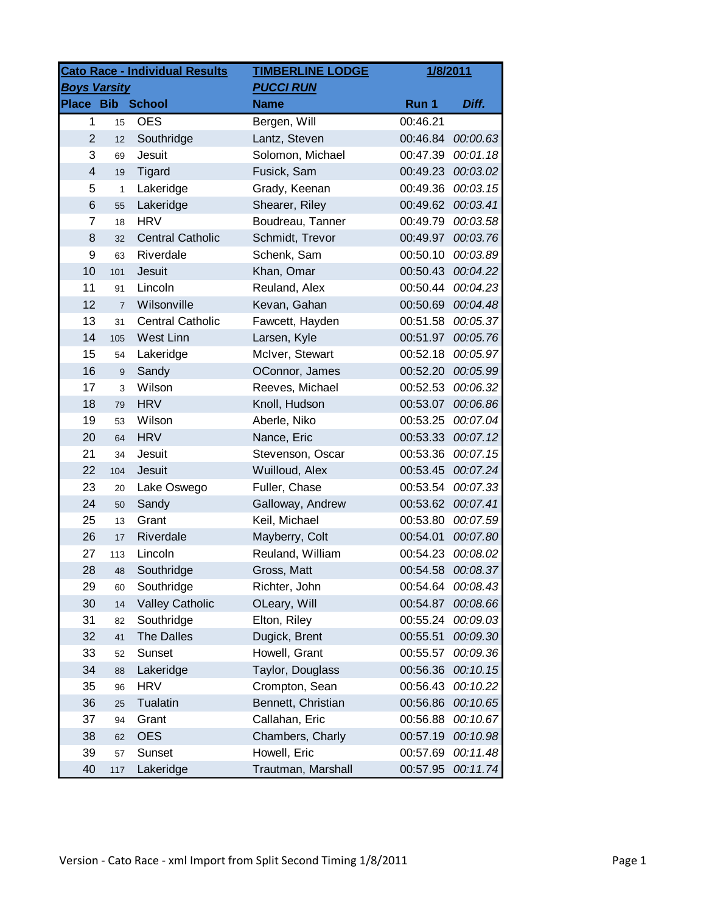| Cato Race - Individual Results | | | TIMBERLINE LODGE | 1/8/2011 | |
|---|---|---|---|---|---|
| ***Boys Varsity*** | | | ***PUCCI RUN*** | | |
| **Place** | **Bib** | **School** | **Name** | **Run 1** | ***Diff.*** |
| 1 | 15 | OES | Bergen, Will | 00:46.21 | |
| 2 | 12 | Southridge | Lantz, Steven | 00:46.84 | *00:00.63* |
| 3 | 69 | Jesuit | Solomon, Michael | 00:47.39 | *00:01.18* |
| 4 | 19 | Tigard | Fusick, Sam | 00:49.23 | *00:03.02* |
| 5 | 1 | Lakeridge | Grady, Keenan | 00:49.36 | *00:03.15* |
| 6 | 55 | Lakeridge | Shearer, Riley | 00:49.62 | *00:03.41* |
| 7 | 18 | HRV | Boudreau, Tanner | 00:49.79 | *00:03.58* |
| 8 | 32 | Central Catholic | Schmidt, Trevor | 00:49.97 | *00:03.76* |
| 9 | 63 | Riverdale | Schenk, Sam | 00:50.10 | *00:03.89* |
| 10 | 101 | Jesuit | Khan, Omar | 00:50.43 | *00:04.22* |
| 11 | 91 | Lincoln | Reuland, Alex | 00:50.44 | *00:04.23* |
| 12 | 7 | Wilsonville | Kevan, Gahan | 00:50.69 | *00:04.48* |
| 13 | 31 | Central Catholic | Fawcett, Hayden | 00:51.58 | *00:05.37* |
| 14 | 105 | West Linn | Larsen, Kyle | 00:51.97 | *00:05.76* |
| 15 | 54 | Lakeridge | McIver, Stewart | 00:52.18 | *00:05.97* |
| 16 | 9 | Sandy | OConnor, James | 00:52.20 | *00:05.99* |
| 17 | 3 | Wilson | Reeves, Michael | 00:52.53 | *00:06.32* |
| 18 | 79 | HRV | Knoll, Hudson | 00:53.07 | *00:06.86* |
| 19 | 53 | Wilson | Aberle, Niko | 00:53.25 | *00:07.04* |
| 20 | 64 | HRV | Nance, Eric | 00:53.33 | *00:07.12* |
| 21 | 34 | Jesuit | Stevenson, Oscar | 00:53.36 | *00:07.15* |
| 22 | 104 | Jesuit | Wuilloud, Alex | 00:53.45 | *00:07.24* |
| 23 | 20 | Lake Oswego | Fuller, Chase | 00:53.54 | *00:07.33* |
| 24 | 50 | Sandy | Galloway, Andrew | 00:53.62 | *00:07.41* |
| 25 | 13 | Grant | Keil, Michael | 00:53.80 | *00:07.59* |
| 26 | 17 | Riverdale | Mayberry, Colt | 00:54.01 | *00:07.80* |
| 27 | 113 | Lincoln | Reuland, William | 00:54.23 | *00:08.02* |
| 28 | 48 | Southridge | Gross, Matt | 00:54.58 | *00:08.37* |
| 29 | 60 | Southridge | Richter, John | 00:54.64 | *00:08.43* |
| 30 | 14 | Valley Catholic | OLeary, Will | 00:54.87 | *00:08.66* |
| 31 | 82 | Southridge | Elton, Riley | 00:55.24 | *00:09.03* |
| 32 | 41 | The Dalles | Dugick, Brent | 00:55.51 | *00:09.30* |
| 33 | 52 | Sunset | Howell, Grant | 00:55.57 | *00:09.36* |
| 34 | 88 | Lakeridge | Taylor, Douglass | 00:56.36 | *00:10.15* |
| 35 | 96 | HRV | Crompton, Sean | 00:56.43 | *00:10.22* |
| 36 | 25 | Tualatin | Bennett, Christian | 00:56.86 | *00:10.65* |
| 37 | 94 | Grant | Callahan, Eric | 00:56.88 | *00:10.67* |
| 38 | 62 | OES | Chambers, Charly | 00:57.19 | *00:10.98* |
| 39 | 57 | Sunset | Howell, Eric | 00:57.69 | *00:11.48* |
| 40 | 117 | Lakeridge | Trautman, Marshall | 00:57.95 | *00:11.74* |

Version - Cato Race - xml Import from Split Second Timing 1/8/2011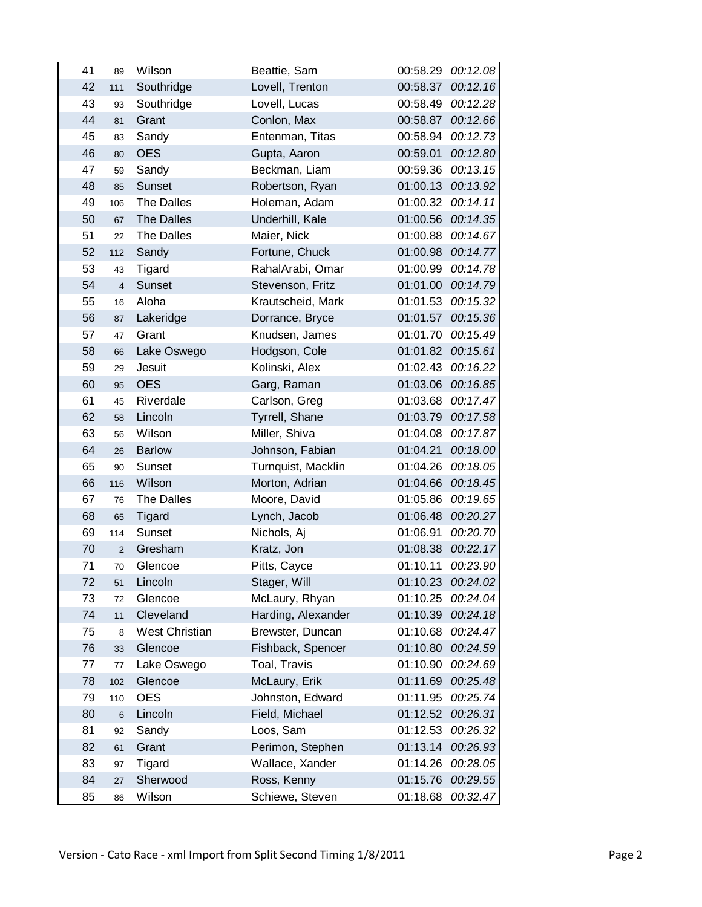| | | | | | |
|---|---|---|---|---|---|
| 41 | 89 | Wilson | Beattie, Sam | 00:58.29 | *00:12.08* |
| 42 | 111 | Southridge | Lovell, Trenton | 00:58.37 | *00:12.16* |
| 43 | 93 | Southridge | Lovell, Lucas | 00:58.49 | *00:12.28* |
| 44 | 81 | Grant | Conlon, Max | 00:58.87 | *00:12.66* |
| 45 | 83 | Sandy | Entenman, Titas | 00:58.94 | *00:12.73* |
| 46 | 80 | OES | Gupta, Aaron | 00:59.01 | *00:12.80* |
| 47 | 59 | Sandy | Beckman, Liam | 00:59.36 | *00:13.15* |
| 48 | 85 | Sunset | Robertson, Ryan | 01:00.13 | *00:13.92* |
| 49 | 106 | The Dalles | Holeman, Adam | 01:00.32 | *00:14.11* |
| 50 | 67 | The Dalles | Underhill, Kale | 01:00.56 | *00:14.35* |
| 51 | 22 | The Dalles | Maier, Nick | 01:00.88 | *00:14.67* |
| 52 | 112 | Sandy | Fortune, Chuck | 01:00.98 | *00:14.77* |
| 53 | 43 | Tigard | RahalArabi, Omar | 01:00.99 | *00:14.78* |
| 54 | 4 | Sunset | Stevenson, Fritz | 01:01.00 | *00:14.79* |
| 55 | 16 | Aloha | Krautscheid, Mark | 01:01.53 | *00:15.32* |
| 56 | 87 | Lakeridge | Dorrance, Bryce | 01:01.57 | *00:15.36* |
| 57 | 47 | Grant | Knudsen, James | 01:01.70 | *00:15.49* |
| 58 | 66 | Lake Oswego | Hodgson, Cole | 01:01.82 | *00:15.61* |
| 59 | 29 | Jesuit | Kolinski, Alex | 01:02.43 | *00:16.22* |
| 60 | 95 | OES | Garg, Raman | 01:03.06 | *00:16.85* |
| 61 | 45 | Riverdale | Carlson, Greg | 01:03.68 | *00:17.47* |
| 62 | 58 | Lincoln | Tyrrell, Shane | 01:03.79 | *00:17.58* |
| 63 | 56 | Wilson | Miller, Shiva | 01:04.08 | *00:17.87* |
| 64 | 26 | Barlow | Johnson, Fabian | 01:04.21 | *00:18.00* |
| 65 | 90 | Sunset | Turnquist, Macklin | 01:04.26 | *00:18.05* |
| 66 | 116 | Wilson | Morton, Adrian | 01:04.66 | *00:18.45* |
| 67 | 76 | The Dalles | Moore, David | 01:05.86 | *00:19.65* |
| 68 | 65 | Tigard | Lynch, Jacob | 01:06.48 | *00:20.27* |
| 69 | 114 | Sunset | Nichols, Aj | 01:06.91 | *00:20.70* |
| 70 | 2 | Gresham | Kratz, Jon | 01:08.38 | *00:22.17* |
| 71 | 70 | Glencoe | Pitts, Cayce | 01:10.11 | *00:23.90* |
| 72 | 51 | Lincoln | Stager, Will | 01:10.23 | *00:24.02* |
| 73 | 72 | Glencoe | McLaury, Rhyan | 01:10.25 | *00:24.04* |
| 74 | 11 | Cleveland | Harding, Alexander | 01:10.39 | *00:24.18* |
| 75 | 8 | West Christian | Brewster, Duncan | 01:10.68 | *00:24.47* |
| 76 | 33 | Glencoe | Fishback, Spencer | 01:10.80 | *00:24.59* |
| 77 | 77 | Lake Oswego | Toal, Travis | 01:10.90 | *00:24.69* |
| 78 | 102 | Glencoe | McLaury, Erik | 01:11.69 | *00:25.48* |
| 79 | 110 | OES | Johnston, Edward | 01:11.95 | *00:25.74* |
| 80 | 6 | Lincoln | Field, Michael | 01:12.52 | *00:26.31* |
| 81 | 92 | Sandy | Loos, Sam | 01:12.53 | *00:26.32* |
| 82 | 61 | Grant | Perimon, Stephen | 01:13.14 | *00:26.93* |
| 83 | 97 | Tigard | Wallace, Xander | 01:14.26 | *00:28.05* |
| 84 | 27 | Sherwood | Ross, Kenny | 01:15.76 | *00:29.55* |
| 85 | 86 | Wilson | Schiewe, Steven | 01:18.68 | *00:32.47* |

Version - Cato Race - xml Import from Split Second Timing 1/8/2011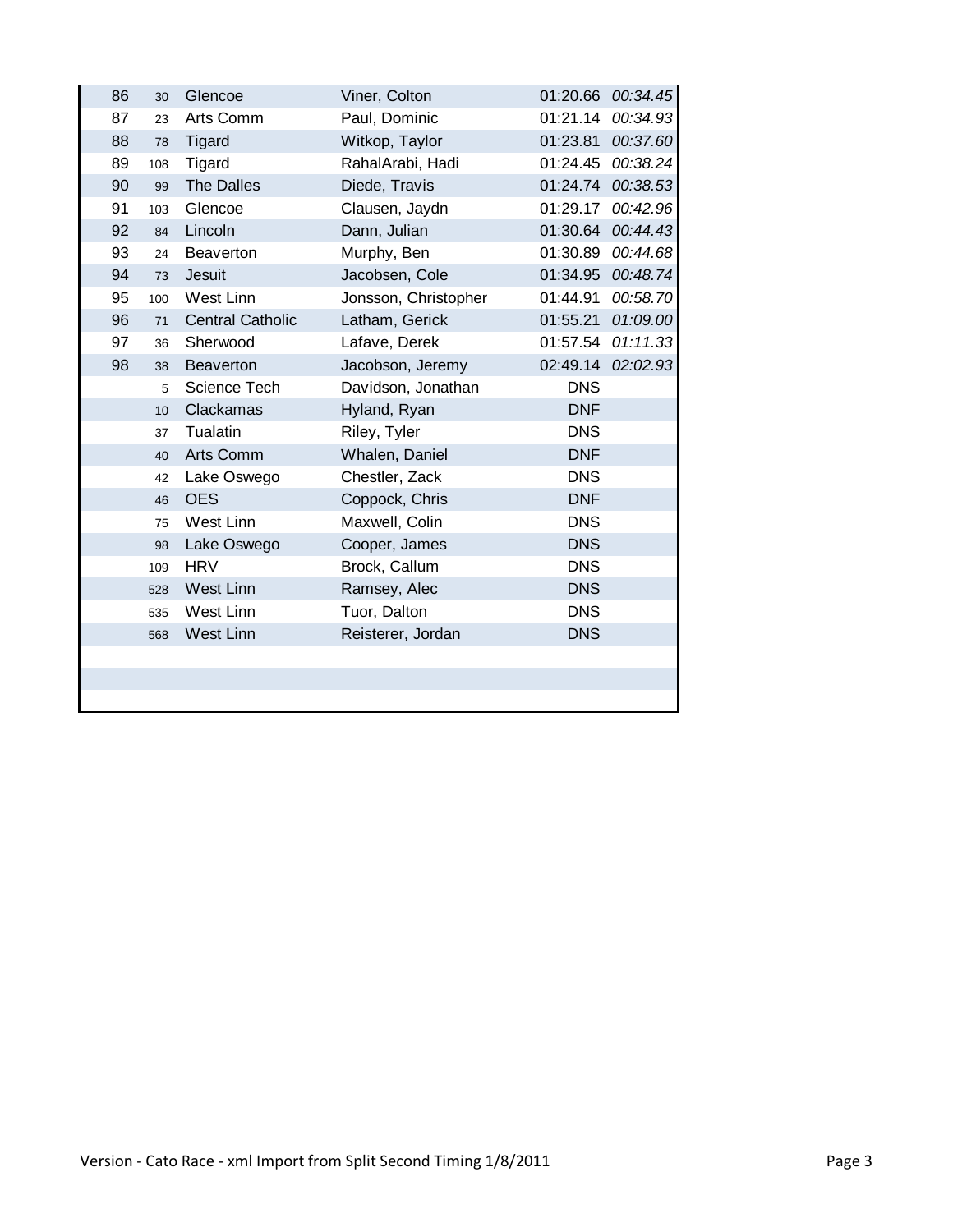| | | | | | |
|---|---|---|---|---|---|
| 86 | 30 | Glencoe | Viner, Colton | 01:20.66 | *00:34.45* |
| 87 | 23 | Arts Comm | Paul, Dominic | 01:21.14 | *00:34.93* |
| 88 | 78 | Tigard | Witkop, Taylor | 01:23.81 | *00:37.60* |
| 89 | 108 | Tigard | RahalArabi, Hadi | 01:24.45 | *00:38.24* |
| 90 | 99 | The Dalles | Diede, Travis | 01:24.74 | *00:38.53* |
| 91 | 103 | Glencoe | Clausen, Jaydn | 01:29.17 | *00:42.96* |
| 92 | 84 | Lincoln | Dann, Julian | 01:30.64 | *00:44.43* |
| 93 | 24 | Beaverton | Murphy, Ben | 01:30.89 | *00:44.68* |
| 94 | 73 | Jesuit | Jacobsen, Cole | 01:34.95 | *00:48.74* |
| 95 | 100 | West Linn | Jonsson, Christopher | 01:44.91 | *00:58.70* |
| 96 | 71 | Central Catholic | Latham, Gerick | 01:55.21 | *01:09.00* |
| 97 | 36 | Sherwood | Lafave, Derek | 01:57.54 | *01:11.33* |
| 98 | 38 | Beaverton | Jacobson, Jeremy | 02:49.14 | *02:02.93* |
| | 5 | Science Tech | Davidson, Jonathan | DNS | |
| | 10 | Clackamas | Hyland, Ryan | DNF | |
| | 37 | Tualatin | Riley, Tyler | DNS | |
| | 40 | Arts Comm | Whalen, Daniel | DNF | |
| | 42 | Lake Oswego | Chestler, Zack | DNS | |
| | 46 | OES | Coppock, Chris | DNF | |
| | 75 | West Linn | Maxwell, Colin | DNS | |
| | 98 | Lake Oswego | Cooper, James | DNS | |
| | 109 | HRV | Brock, Callum | DNS | |
| | 528 | West Linn | Ramsey, Alec | DNS | |
| | 535 | West Linn | Tuor, Dalton | DNS | |
| | 568 | West Linn | Reisterer, Jordan | DNS | |

Version - Cato Race - xml Import from Split Second Timing 1/8/2011